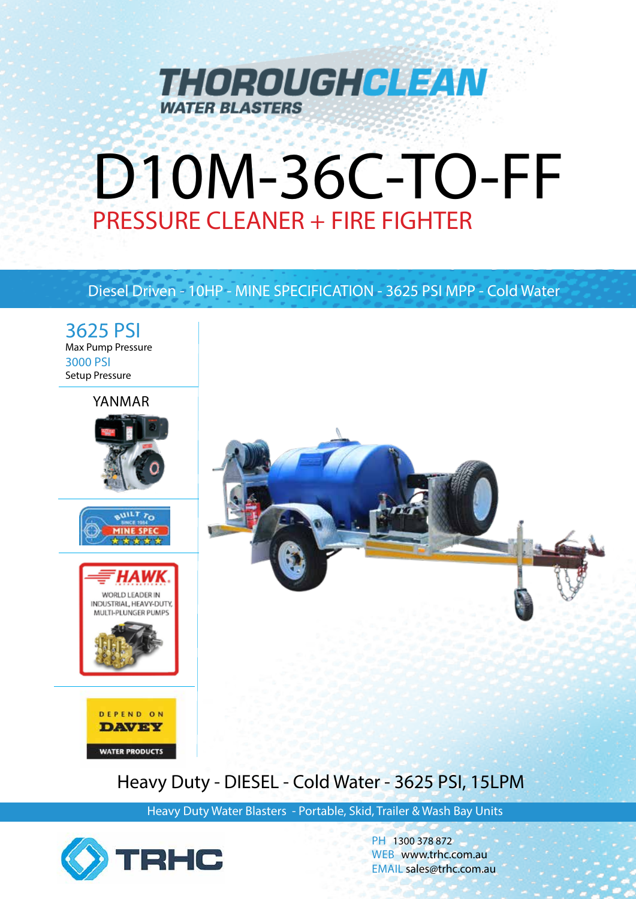# THOROUGHCLEAN
WATER BLASTERS

# D10M-36C-TO-FF

## PRESSURE CLEANER + FIRE FIGHTER

Diesel Driven - 10HP - MINE SPECIFICATION - 3625 PSI MPP - Cold Water

**3625 PSI**
Max Pump Pressure

**3000 PSI**
Setup Pressure

YANMAR

BUILT TO SINCE 1984 MINE SPEC

HAWK INTERNATIONAL
WORLD LEADER IN INDUSTRIAL, HEAVY-DUTY, MULTI-PLUNGER PUMPS

DEPEND ON DAVEY
WATER PRODUCTS

## Heavy Duty - DIESEL - Cold Water - 3625 PSI, 15LPM

Heavy Duty Water Blasters - Portable, Skid, Trailer & Wash Bay Units

TRHC

PH 1300 378 872
WEB www.trhc.com.au
EMAIL sales@trhc.com.au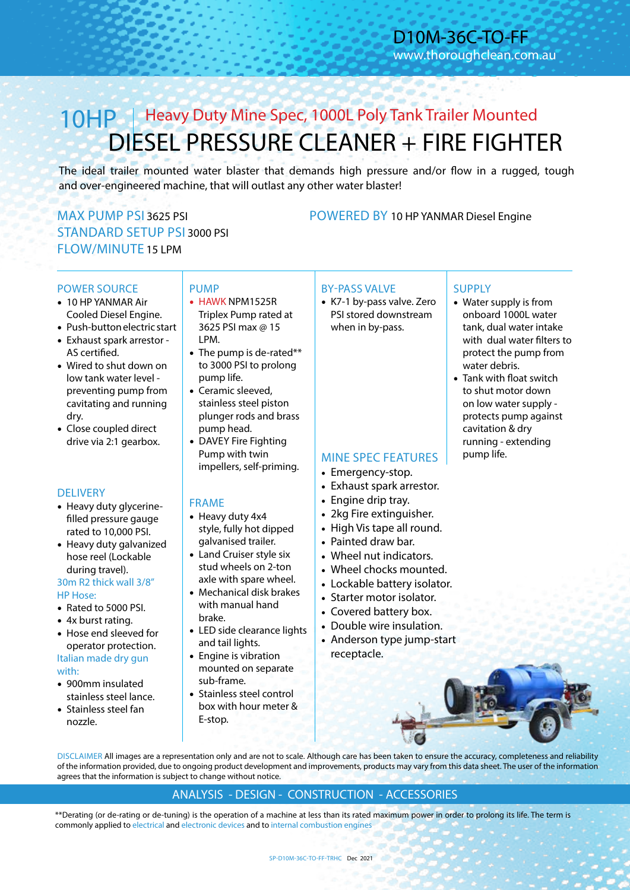D10M-36C-TO-FF
www.thoroughclean.com.au

# 10HP | Heavy Duty Mine Spec, 1000L Poly Tank Trailer Mounted DIESEL PRESSURE CLEANER + FIRE FIGHTER

The ideal trailer mounted water blaster that demands high pressure and/or flow in a rugged, tough and over-engineered machine, that will outlast any other water blaster!

MAX PUMP PSI 3625 PSI
STANDARD SETUP PSI 3000 PSI
FLOW/MINUTE 15 LPM

POWERED BY 10 HP YANMAR Diesel Engine

## POWER SOURCE

- 10 HP YANMAR Air Cooled Diesel Engine.
- Push-button electric start
- Exhaust spark arrestor - AS certified.
- Wired to shut down on low tank water level - preventing pump from cavitating and running dry.
- Close coupled direct drive via 2:1 gearbox.

## DELIVERY

- Heavy duty glycerine-filled pressure gauge rated to 10,000 PSI.
- Heavy duty galvanized hose reel (Lockable during travel).

30m R2 thick wall 3/8" HP Hose:

- Rated to 5000 PSI.
- 4x burst rating.
- Hose end sleeved for operator protection.

Italian made dry gun with:

- 900mm insulated stainless steel lance.
- Stainless steel fan nozzle.

## PUMP

- HAWK NPM1525R Triplex Pump rated at 3625 PSI max @ 15 LPM.
- The pump is de-rated** to 3000 PSI to prolong pump life.
- Ceramic sleeved, stainless steel piston plunger rods and brass pump head.
- DAVEY Fire Fighting Pump with twin impellers, self-priming.

## FRAME

- Heavy duty 4x4 style, fully hot dipped galvanised trailer.
- Land Cruiser style six stud wheels on 2-ton axle with spare wheel.
- Mechanical disk brakes with manual hand brake.
- LED side clearance lights and tail lights.
- Engine is vibration mounted on separate sub-frame.
- Stainless steel control box with hour meter & E-stop.

## BY-PASS VALVE

- K7-1 by-pass valve. Zero PSI stored downstream when in by-pass.

## MINE SPEC FEATURES

- Emergency-stop.
- Exhaust spark arrestor.
- Engine drip tray.
- 2kg Fire extinguisher.
- High Vis tape all round.
- Painted draw bar.
- Wheel nut indicators.
- Wheel chocks mounted.
- Lockable battery isolator.
- Starter motor isolator.
- Covered battery box.
- Double wire insulation.
- Anderson type jump-start receptacle.

## SUPPLY

- Water supply is from onboard 1000L water tank, dual water intake with dual water filters to protect the pump from water debris.
- Tank with float switch to shut motor down on low water supply - protects pump against cavitation & dry running - extending pump life.

DISCLAIMER All images are a representation only and are not to scale. Although care has been taken to ensure the accuracy, completeness and reliability of the information provided, due to ongoing product development and improvements, products may vary from this data sheet. The user of the information agrees that the information is subject to change without notice.

ANALYSIS - DESIGN - CONSTRUCTION - ACCESSORIES

**Derating (or de-rating or de-tuning) is the operation of a machine at less than its rated maximum power in order to prolong its life. The term is commonly applied to electrical and electronic devices and to internal combustion engines

SP-D10M-36C-TO-FF-TRHC Dec 2021